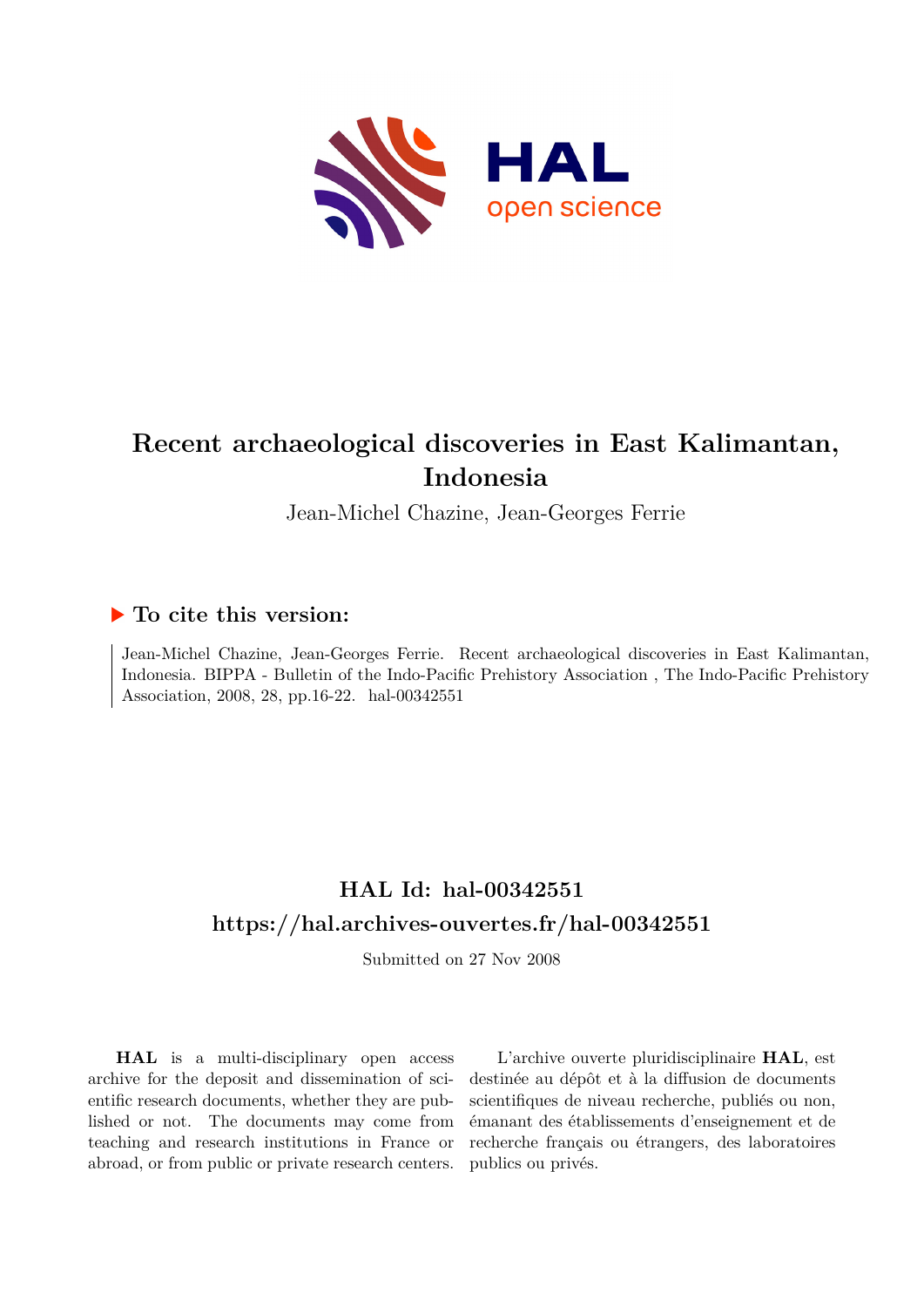# Recent archaeological discoveries in East Kalimantan, Indonesia

Jean-Michel Chazine, Jean-Georges Ferrie

## ▶ To cite this version:

Jean-Michel Chazine, Jean-Georges Ferrie. Recent archaeological discoveries in East Kalimantan, Indonesia. BIPPA - Bulletin of the Indo-Pacific Prehistory Association , The Indo-Pacific Prehistory Association, 2008, 28, pp.16-22. hal-00342551

## HAL Id: hal-00342551
## https://hal.archives-ouvertes.fr/hal-00342551

Submitted on 27 Nov 2008

**HAL** is a multi-disciplinary open access archive for the deposit and dissemination of scientific research documents, whether they are published or not. The documents may come from teaching and research institutions in France or abroad, or from public or private research centers.

L'archive ouverte pluridisciplinaire **HAL**, est destinée au dépôt et à la diffusion de documents scientifiques de niveau recherche, publiés ou non, émanant des établissements d'enseignement et de recherche français ou étrangers, des laboratoires publics ou privés.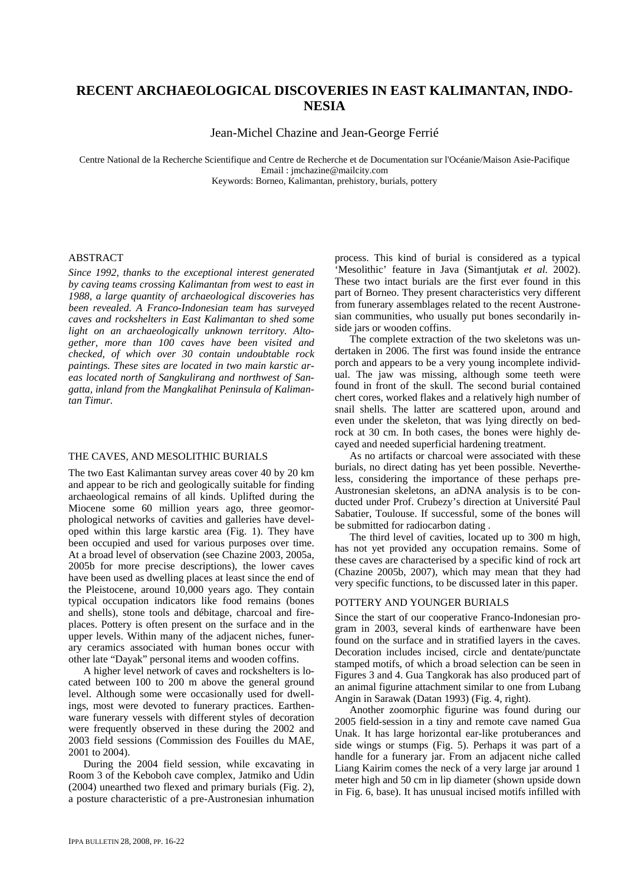# RECENT ARCHAEOLOGICAL DISCOVERIES IN EAST KALIMANTAN, INDONESIA

Jean-Michel Chazine and Jean-George Ferrié

Centre National de la Recherche Scientifique and Centre de Recherche et de Documentation sur l'Océanie/Maison Asie-Pacifique
Email : jmchazine@mailcity.com
Keywords: Borneo, Kalimantan, prehistory, burials, pottery

## ABSTRACT

*Since 1992, thanks to the exceptional interest generated by caving teams crossing Kalimantan from west to east in 1988, a large quantity of archaeological discoveries has been revealed. A Franco-Indonesian team has surveyed caves and rockshelters in East Kalimantan to shed some light on an archaeologically unknown territory. Altogether, more than 100 caves have been visited and checked, of which over 30 contain undoubtable rock paintings. These sites are located in two main karstic areas located north of Sangkulirang and northwest of Sangatta, inland from the Mangkalihat Peninsula of Kalimantan Timur.*

## THE CAVES, AND MESOLITHIC BURIALS

The two East Kalimantan survey areas cover 40 by 20 km and appear to be rich and geologically suitable for finding archaeological remains of all kinds. Uplifted during the Miocene some 60 million years ago, three geomorphological networks of cavities and galleries have developed within this large karstic area (Fig. 1). They have been occupied and used for various purposes over time. At a broad level of observation (see Chazine 2003, 2005a, 2005b for more precise descriptions), the lower caves have been used as dwelling places at least since the end of the Pleistocene, around 10,000 years ago. They contain typical occupation indicators like food remains (bones and shells), stone tools and débitage, charcoal and fireplaces. Pottery is often present on the surface and in the upper levels. Within many of the adjacent niches, funerary ceramics associated with human bones occur with other late "Dayak" personal items and wooden coffins.

A higher level network of caves and rockshelters is located between 100 to 200 m above the general ground level. Although some were occasionally used for dwellings, most were devoted to funerary practices. Earthenware funerary vessels with different styles of decoration were frequently observed in these during the 2002 and 2003 field sessions (Commission des Fouilles du MAE, 2001 to 2004).

During the 2004 field session, while excavating in Room 3 of the Keboboh cave complex, Jatmiko and Udin (2004) unearthed two flexed and primary burials (Fig. 2), a posture characteristic of a pre-Austronesian inhumation process. This kind of burial is considered as a typical 'Mesolithic' feature in Java (Simantjutak *et al.* 2002). These two intact burials are the first ever found in this part of Borneo. They present characteristics very different from funerary assemblages related to the recent Austronesian communities, who usually put bones secondarily inside jars or wooden coffins.

The complete extraction of the two skeletons was undertaken in 2006. The first was found inside the entrance porch and appears to be a very young incomplete individual. The jaw was missing, although some teeth were found in front of the skull. The second burial contained chert cores, worked flakes and a relatively high number of snail shells. The latter are scattered upon, around and even under the skeleton, that was lying directly on bedrock at 30 cm. In both cases, the bones were highly decayed and needed superficial hardening treatment.

As no artifacts or charcoal were associated with these burials, no direct dating has yet been possible. Nevertheless, considering the importance of these perhaps pre-Austronesian skeletons, an aDNA analysis is to be conducted under Prof. Crubezy's direction at Université Paul Sabatier, Toulouse. If successful, some of the bones will be submitted for radiocarbon dating .

The third level of cavities, located up to 300 m high, has not yet provided any occupation remains. Some of these caves are characterised by a specific kind of rock art (Chazine 2005b, 2007), which may mean that they had very specific functions, to be discussed later in this paper.

## POTTERY AND YOUNGER BURIALS

Since the start of our cooperative Franco-Indonesian program in 2003, several kinds of earthenware have been found on the surface and in stratified layers in the caves. Decoration includes incised, circle and dentate/punctate stamped motifs, of which a broad selection can be seen in Figures 3 and 4. Gua Tangkorak has also produced part of an animal figurine attachment similar to one from Lubang Angin in Sarawak (Datan 1993) (Fig. 4, right).

Another zoomorphic figurine was found during our 2005 field-session in a tiny and remote cave named Gua Unak. It has large horizontal ear-like protuberances and side wings or stumps (Fig. 5). Perhaps it was part of a handle for a funerary jar. From an adjacent niche called Liang Kairim comes the neck of a very large jar around 1 meter high and 50 cm in lip diameter (shown upside down in Fig. 6, base). It has unusual incised motifs infilled with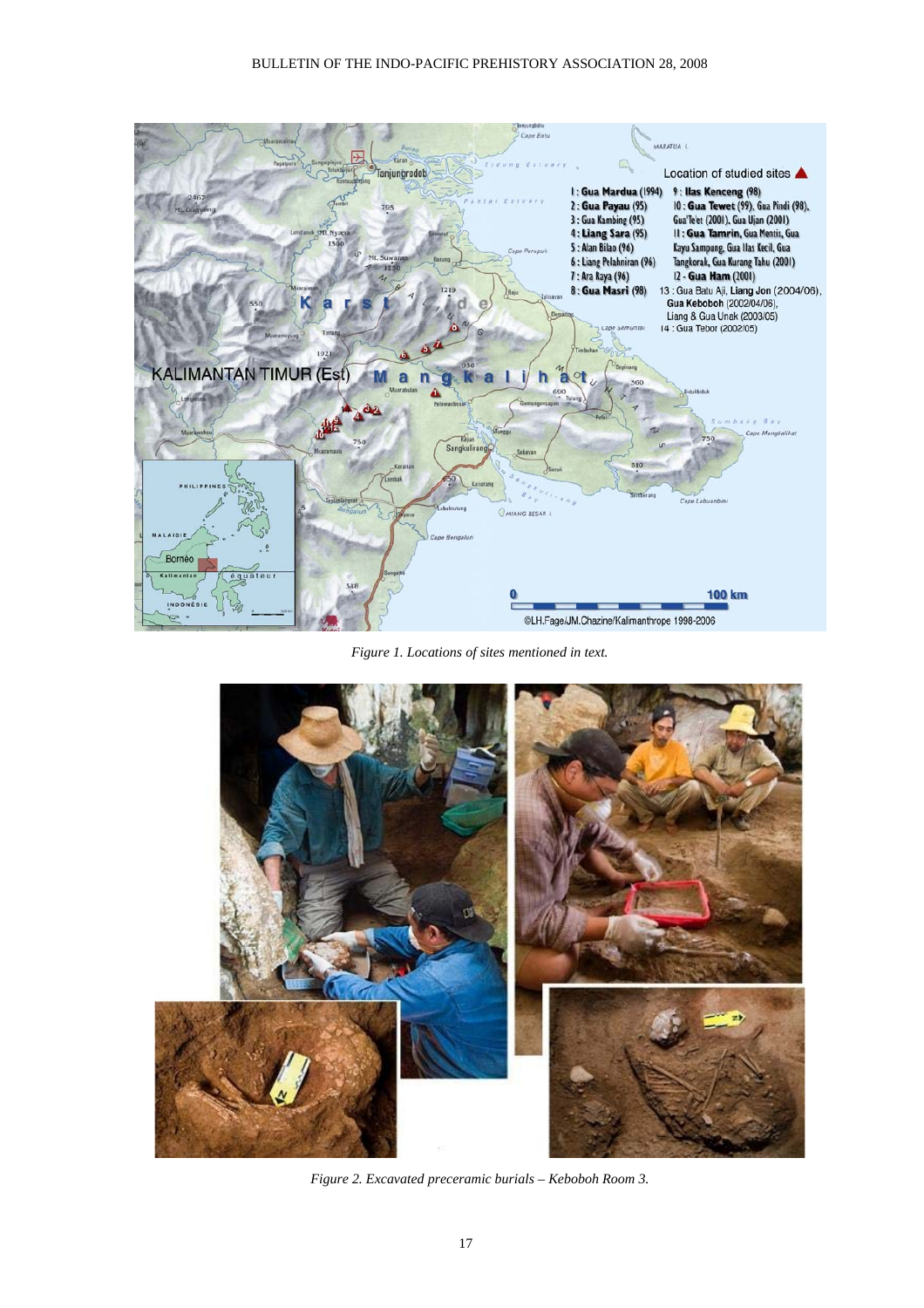Figure 1. Locations of sites mentioned in text.

Figure 2. Excavated preceramic burials – Keboboh Room 3.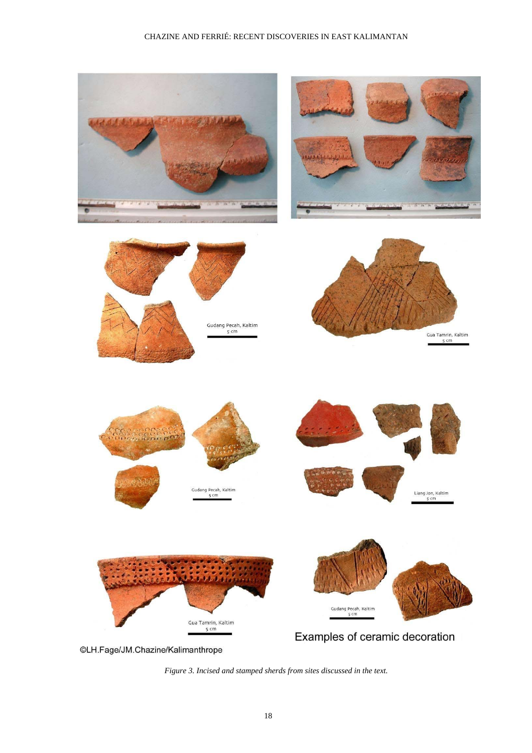*Figure 3. Incised and stamped sherds from sites discussed in the text.*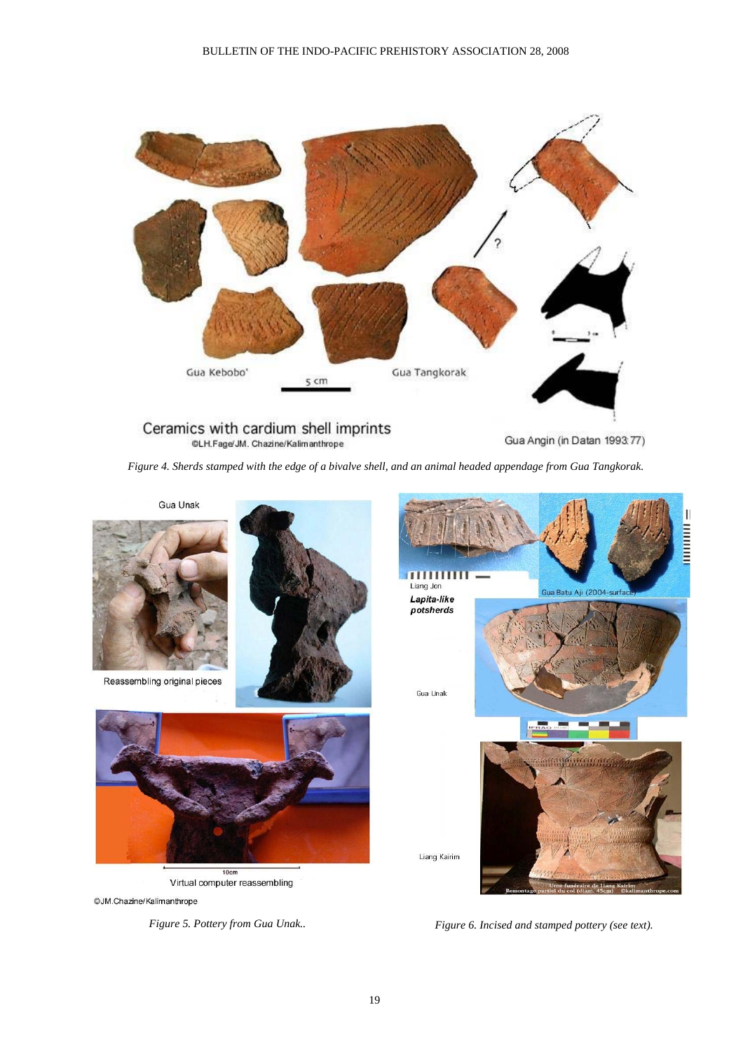*Figure 4. Sherds stamped with the edge of a bivalve shell, and an animal headed appendage from Gua Tangkorak.*

*Figure 5. Pottery from Gua Unak..*

*Figure 6. Incised and stamped pottery (see text).*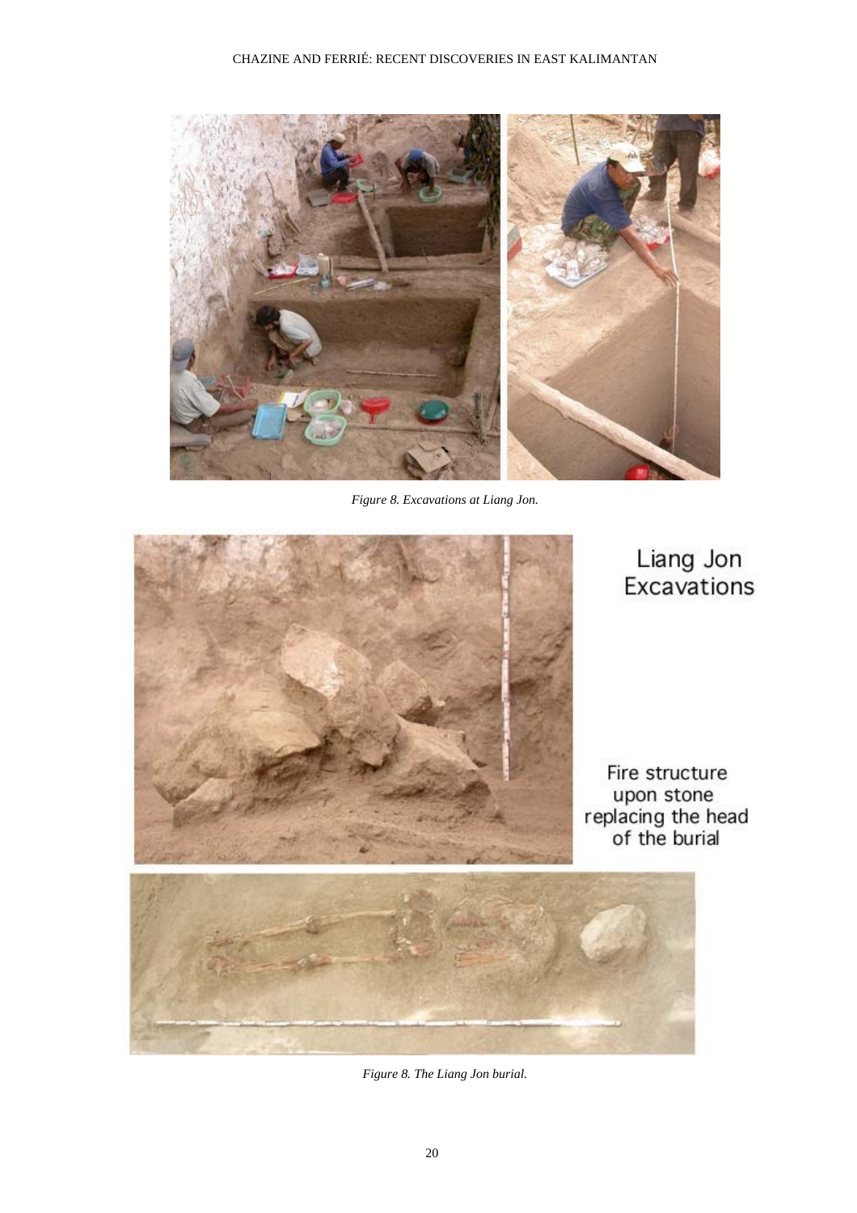*Figure 8. Excavations at Liang Jon.*

Liang Jon Excavations

Fire structure upon stone replacing the head of the burial

*Figure 8. The Liang Jon burial.*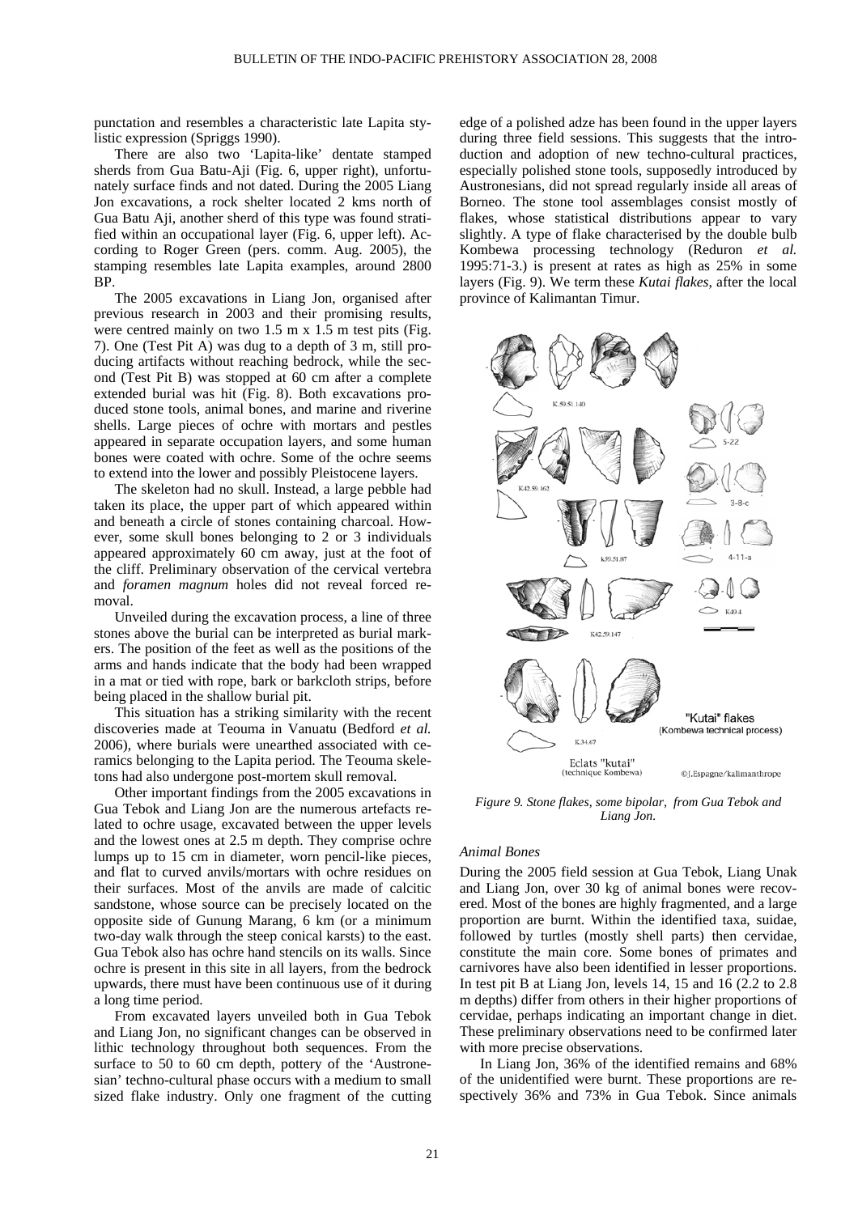punctation and resembles a characteristic late Lapita stylistic expression (Spriggs 1990).

There are also two 'Lapita-like' dentate stamped sherds from Gua Batu-Aji (Fig. 6, upper right), unfortunately surface finds and not dated. During the 2005 Liang Jon excavations, a rock shelter located 2 kms north of Gua Batu Aji, another sherd of this type was found stratified within an occupational layer (Fig. 6, upper left). According to Roger Green (pers. comm. Aug. 2005), the stamping resembles late Lapita examples, around 2800 BP.

The 2005 excavations in Liang Jon, organised after previous research in 2003 and their promising results, were centred mainly on two 1.5 m x 1.5 m test pits (Fig. 7). One (Test Pit A) was dug to a depth of 3 m, still producing artifacts without reaching bedrock, while the second (Test Pit B) was stopped at 60 cm after a complete extended burial was hit (Fig. 8). Both excavations produced stone tools, animal bones, and marine and riverine shells. Large pieces of ochre with mortars and pestles appeared in separate occupation layers, and some human bones were coated with ochre. Some of the ochre seems to extend into the lower and possibly Pleistocene layers.

The skeleton had no skull. Instead, a large pebble had taken its place, the upper part of which appeared within and beneath a circle of stones containing charcoal. However, some skull bones belonging to 2 or 3 individuals appeared approximately 60 cm away, just at the foot of the cliff. Preliminary observation of the cervical vertebra and *foramen magnum* holes did not reveal forced removal.

Unveiled during the excavation process, a line of three stones above the burial can be interpreted as burial markers. The position of the feet as well as the positions of the arms and hands indicate that the body had been wrapped in a mat or tied with rope, bark or barkcloth strips, before being placed in the shallow burial pit.

This situation has a striking similarity with the recent discoveries made at Teouma in Vanuatu (Bedford *et al.* 2006), where burials were unearthed associated with ceramics belonging to the Lapita period. The Teouma skeletons had also undergone post-mortem skull removal.

Other important findings from the 2005 excavations in Gua Tebok and Liang Jon are the numerous artefacts related to ochre usage, excavated between the upper levels and the lowest ones at 2.5 m depth. They comprise ochre lumps up to 15 cm in diameter, worn pencil-like pieces, and flat to curved anvils/mortars with ochre residues on their surfaces. Most of the anvils are made of calcitic sandstone, whose source can be precisely located on the opposite side of Gunung Marang, 6 km (or a minimum two-day walk through the steep conical karsts) to the east. Gua Tebok also has ochre hand stencils on its walls. Since ochre is present in this site in all layers, from the bedrock upwards, there must have been continuous use of it during a long time period.

From excavated layers unveiled both in Gua Tebok and Liang Jon, no significant changes can be observed in lithic technology throughout both sequences. From the surface to 50 to 60 cm depth, pottery of the 'Austronesian' techno-cultural phase occurs with a medium to small sized flake industry. Only one fragment of the cutting edge of a polished adze has been found in the upper layers during three field sessions. This suggests that the introduction and adoption of new techno-cultural practices, especially polished stone tools, supposedly introduced by Austronesians, did not spread regularly inside all areas of Borneo. The stone tool assemblages consist mostly of flakes, whose statistical distributions appear to vary slightly. A type of flake characterised by the double bulb Kombewa processing technology (Reduron *et al.* 1995:71-3.) is present at rates as high as 25% in some layers (Fig. 9). We term these *Kutai flakes*, after the local province of Kalimantan Timur.

*Figure 9. Stone flakes, some bipolar, from Gua Tebok and Liang Jon.*

### *Animal Bones*

During the 2005 field session at Gua Tebok, Liang Unak and Liang Jon, over 30 kg of animal bones were recovered. Most of the bones are highly fragmented, and a large proportion are burnt. Within the identified taxa, suidae, followed by turtles (mostly shell parts) then cervidae, constitute the main core. Some bones of primates and carnivores have also been identified in lesser proportions. In test pit B at Liang Jon, levels 14, 15 and 16 (2.2 to 2.8 m depths) differ from others in their higher proportions of cervidae, perhaps indicating an important change in diet. These preliminary observations need to be confirmed later with more precise observations.

In Liang Jon, 36% of the identified remains and 68% of the unidentified were burnt. These proportions are respectively 36% and 73% in Gua Tebok. Since animals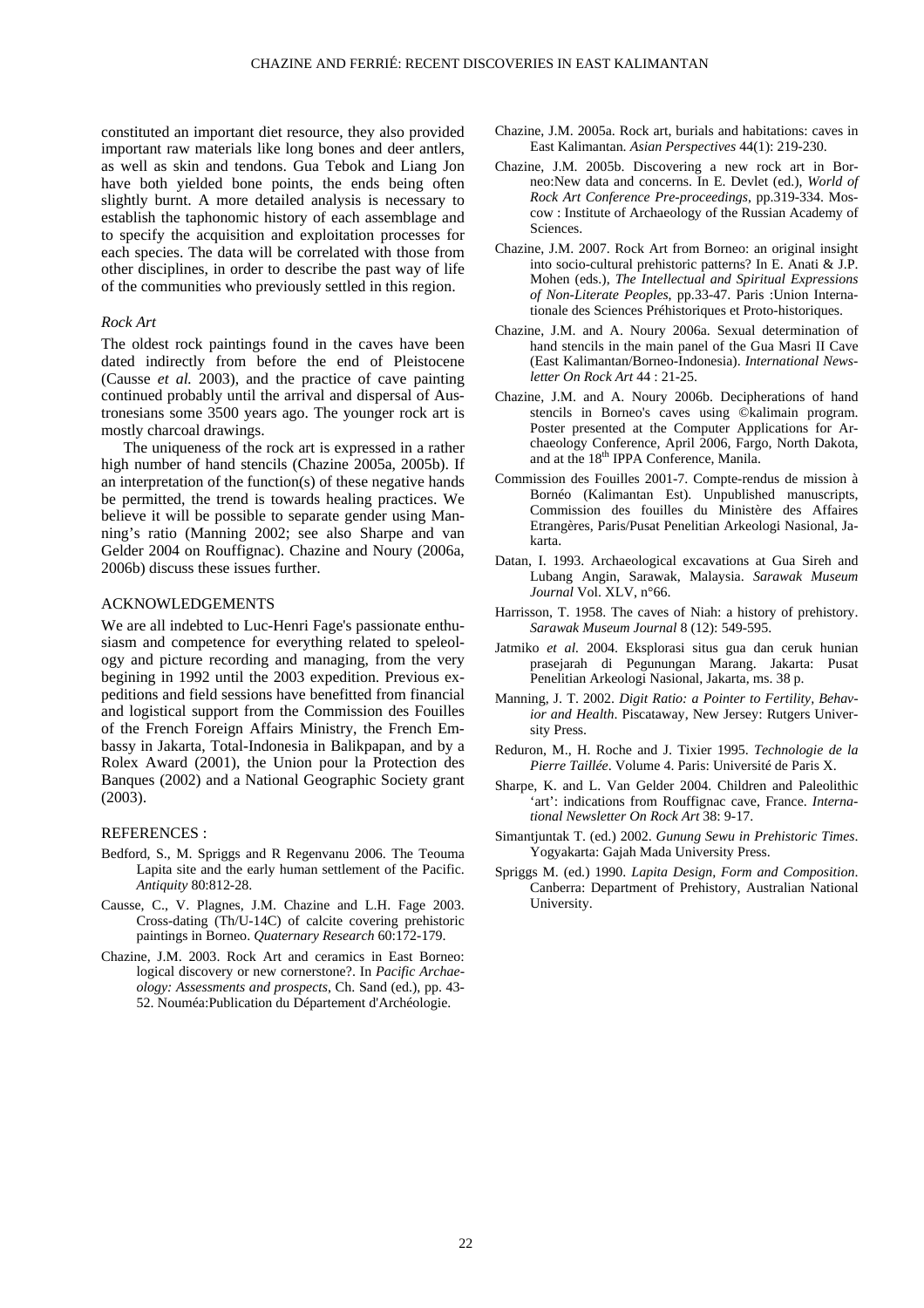constituted an important diet resource, they also provided important raw materials like long bones and deer antlers, as well as skin and tendons. Gua Tebok and Liang Jon have both yielded bone points, the ends being often slightly burnt. A more detailed analysis is necessary to establish the taphonomic history of each assemblage and to specify the acquisition and exploitation processes for each species. The data will be correlated with those from other disciplines, in order to describe the past way of life of the communities who previously settled in this region.

### *Rock Art*

The oldest rock paintings found in the caves have been dated indirectly from before the end of Pleistocene (Causse *et al.* 2003), and the practice of cave painting continued probably until the arrival and dispersal of Austronesians some 3500 years ago. The younger rock art is mostly charcoal drawings.

The uniqueness of the rock art is expressed in a rather high number of hand stencils (Chazine 2005a, 2005b). If an interpretation of the function(s) of these negative hands be permitted, the trend is towards healing practices. We believe it will be possible to separate gender using Manning's ratio (Manning 2002; see also Sharpe and van Gelder 2004 on Rouffignac). Chazine and Noury (2006a, 2006b) discuss these issues further.

## ACKNOWLEDGEMENTS

We are all indebted to Luc-Henri Fage's passionate enthusiasm and competence for everything related to speleology and picture recording and managing, from the very begining in 1992 until the 2003 expedition. Previous expeditions and field sessions have benefitted from financial and logistical support from the Commission des Fouilles of the French Foreign Affairs Ministry, the French Embassy in Jakarta, Total-Indonesia in Balikpapan, and by a Rolex Award (2001), the Union pour la Protection des Banques (2002) and a National Geographic Society grant (2003).

## REFERENCES :

- Bedford, S., M. Spriggs and R Regenvanu 2006. The Teouma Lapita site and the early human settlement of the Pacific. *Antiquity* 80:812-28.
- Causse, C., V. Plagnes, J.M. Chazine and L.H. Fage 2003. Cross-dating (Th/U-14C) of calcite covering prehistoric paintings in Borneo. *Quaternary Research* 60:172-179.
- Chazine, J.M. 2003. Rock Art and ceramics in East Borneo: logical discovery or new cornerstone?. In *Pacific Archaeology: Assessments and prospects*, Ch. Sand (ed.), pp. 43-52. Nouméa:Publication du Département d'Archéologie.
- Chazine, J.M. 2005a. Rock art, burials and habitations: caves in East Kalimantan. *Asian Perspectives* 44(1): 219-230.
- Chazine, J.M. 2005b. Discovering a new rock art in Borneo:New data and concerns. In E. Devlet (ed.), *World of Rock Art Conference Pre-proceedings*, pp.319-334. Moscow : Institute of Archaeology of the Russian Academy of Sciences.
- Chazine, J.M. 2007. Rock Art from Borneo: an original insight into socio-cultural prehistoric patterns? In E. Anati & J.P. Mohen (eds.), *The Intellectual and Spiritual Expressions of Non-Literate Peoples*, pp.33-47. Paris :Union Internationale des Sciences Préhistoriques et Proto-historiques.
- Chazine, J.M. and A. Noury 2006a. Sexual determination of hand stencils in the main panel of the Gua Masri II Cave (East Kalimantan/Borneo-Indonesia). *International Newsletter On Rock Art* 44 : 21-25.
- Chazine, J.M. and A. Noury 2006b. Decipherations of hand stencils in Borneo's caves using ©kalimain program. Poster presented at the Computer Applications for Archaeology Conference, April 2006, Fargo, North Dakota, and at the 18th IPPA Conference, Manila.
- Commission des Fouilles 2001-7. Compte-rendus de mission à Bornéo (Kalimantan Est). Unpublished manuscripts, Commission des fouilles du Ministère des Affaires Etrangères, Paris/Pusat Penelitian Arkeologi Nasional, Jakarta.
- Datan, I. 1993. Archaeological excavations at Gua Sireh and Lubang Angin, Sarawak, Malaysia. *Sarawak Museum Journal* Vol. XLV, n°66.
- Harrisson, T. 1958. The caves of Niah: a history of prehistory. *Sarawak Museum Journal* 8 (12): 549-595.
- Jatmiko *et al.* 2004. Eksplorasi situs gua dan ceruk hunian prasejarah di Pegunungan Marang. Jakarta: Pusat Penelitian Arkeologi Nasional, Jakarta, ms. 38 p.
- Manning, J. T. 2002. *Digit Ratio: a Pointer to Fertility, Behavior and Health*. Piscataway, New Jersey: Rutgers University Press.
- Reduron, M., H. Roche and J. Tixier 1995. *Technologie de la Pierre Taillée*. Volume 4. Paris: Université de Paris X.
- Sharpe, K. and L. Van Gelder 2004. Children and Paleolithic 'art': indications from Rouffignac cave, France. *International Newsletter On Rock Art* 38: 9-17.
- Simantjuntak T. (ed.) 2002. *Gunung Sewu in Prehistoric Times*. Yogyakarta: Gajah Mada University Press.
- Spriggs M. (ed.) 1990. *Lapita Design, Form and Composition*. Canberra: Department of Prehistory, Australian National University.